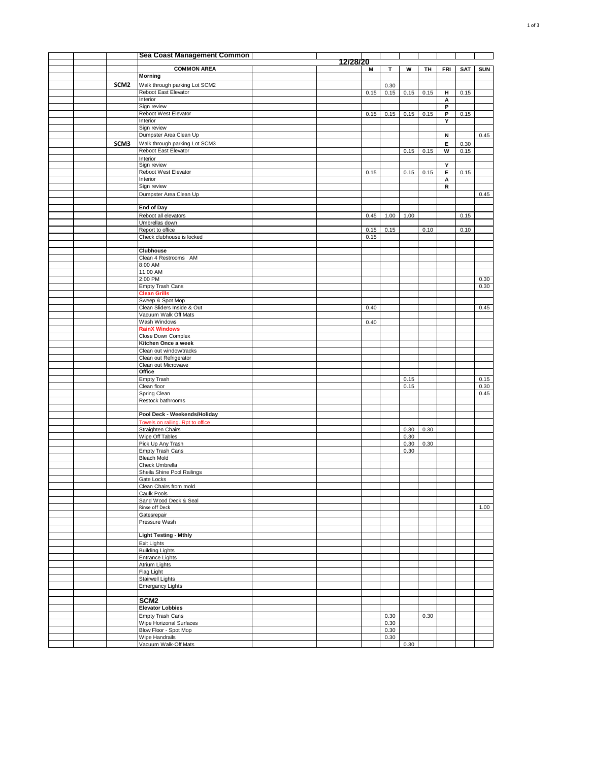| | Sea Coast Management Common | 12/28/20 | | | | | | |
|---|---|---|---|---|---|---|---|---|
| | **COMMON AREA** | **M** | **T** | **W** | **TH** | **FRI** | **SAT** | **SUN** |
| | **Morning** | | | | | | | |
| **SCM2** | Walk through parking Lot SCM2 | | 0.30 | | | | | |
| | Reboot East Elevator | 0.15 | 0.15 | 0.15 | 0.15 | H | 0.15 | |
| | Interior | | | | | A | | |
| | Sign review | | | | | P | | |
| | Reboot West Elevator | 0.15 | 0.15 | 0.15 | 0.15 | P | 0.15 | |
| | Interior | | | | | Y | | |
| | Sign review | | | | | | | |
| | Dumpster Area Clean Up | | | | | N | | 0.45 |
| **SCM3** | Walk through parking Lot SCM3 | | | | | E | 0.30 | |
| | Reboot East Elevator | | | 0.15 | 0.15 | W | 0.15 | |
| | Interior | | | | | | | |
| | Sign review | | | | | Y | | |
| | Reboot West Elevator | 0.15 | | 0.15 | 0.15 | E | 0.15 | |
| | Interior | | | | | A | | |
| | Sign review | | | | | R | | |
| | Dumpster Area Clean Up | | | | | | | 0.45 |
| | | | | | | | | |
| | **End of Day** | | | | | | | |
| | Reboot all elevators | 0.45 | 1.00 | 1.00 | | | 0.15 | |
| | Umbrellas down | | | | | | | |
| | Report to office | 0.15 | 0.15 | | 0.10 | | 0.10 | |
| | Check clubhouse is locked | 0.15 | | | | | | |
| | | | | | | | | |
| | **Clubhouse** | | | | | | | |
| | Clean 4 Restrooms AM | | | | | | | |
| | 8:00 AM | | | | | | | |
| | 11:00 AM | | | | | | | |
| | 2:00 PM | | | | | | | 0.30 |
| | Empty Trash Cans | | | | | | | 0.30 |
| | **Clean Grills** | | | | | | | |
| | Sweep & Spot Mop | | | | | | | |
| | Clean Sliders Inside & Out | 0.40 | | | | | | 0.45 |
| | Vacuum Walk Off Mats | | | | | | | |
| | Wash Windows | 0.40 | | | | | | |
| | **RainX Windows** | | | | | | | |
| | Close Down Complex | | | | | | | |
| | **Kitchen Once a week** | | | | | | | |
| | Clean out window/tracks | | | | | | | |
| | Clean out Refrigerator | | | | | | | |
| | Clean out Microwave | | | | | | | |
| | **Office** | | | | | | | |
| | Empty Trash | | | 0.15 | | | | 0.15 |
| | Clean floor | | | 0.15 | | | | 0.30 |
| | Spring Clean | | | | | | | 0.45 |
| | Restock bathrooms | | | | | | | |
| | | | | | | | | |
| | **Pool Deck - Weekends/Holiday** | | | | | | | |
| | Towels on railing. Rpt to office | | | | | | | |
| | Straighten Chairs | | | 0.30 | 0.30 | | | |
| | Wipe Off Tables | | | 0.30 | | | | |
| | Pick Up Any Trash | | | 0.30 | 0.30 | | | |
| | Empty Trash Cans | | | 0.30 | | | | |
| | Bleach Mold | | | | | | | |
| | Check Umbrella | | | | | | | |
| | Sheila Shine Pool Railings | | | | | | | |
| | Gate Locks | | | | | | | |
| | Clean Chairs from mold | | | | | | | |
| | Caulk Pools | | | | | | | |
| | Sand Wood Deck & Seal | | | | | | | |
| | Rinse off Deck | | | | | | | 1.00 |
| | Gatesrepair | | | | | | | |
| | Pressure Wash | | | | | | | |
| | | | | | | | | |
| | **Light Testing - Mthly** | | | | | | | |
| | Exit Lights | | | | | | | |
| | Building Lights | | | | | | | |
| | Entrance Lights | | | | | | | |
| | Atrium Lights | | | | | | | |
| | Flag Light | | | | | | | |
| | Stairwell Lights | | | | | | | |
| | Emergancy Lights | | | | | | | |
| | | | | | | | | |
| | **SCM2** | | | | | | | |
| | **Elevator Lobbies** | | | | | | | |
| | Empty Trash Cans | | 0.30 | | 0.30 | | | |
| | Wipe Horizonal Surfaces | | 0.30 | | | | | |
| | Blow Floor - Spot Mop | | 0.30 | | | | | |
| | Wipe Handrails | | 0.30 | | | | | |
| | Vacuum Walk-Off Mats | | | 0.30 | | | | |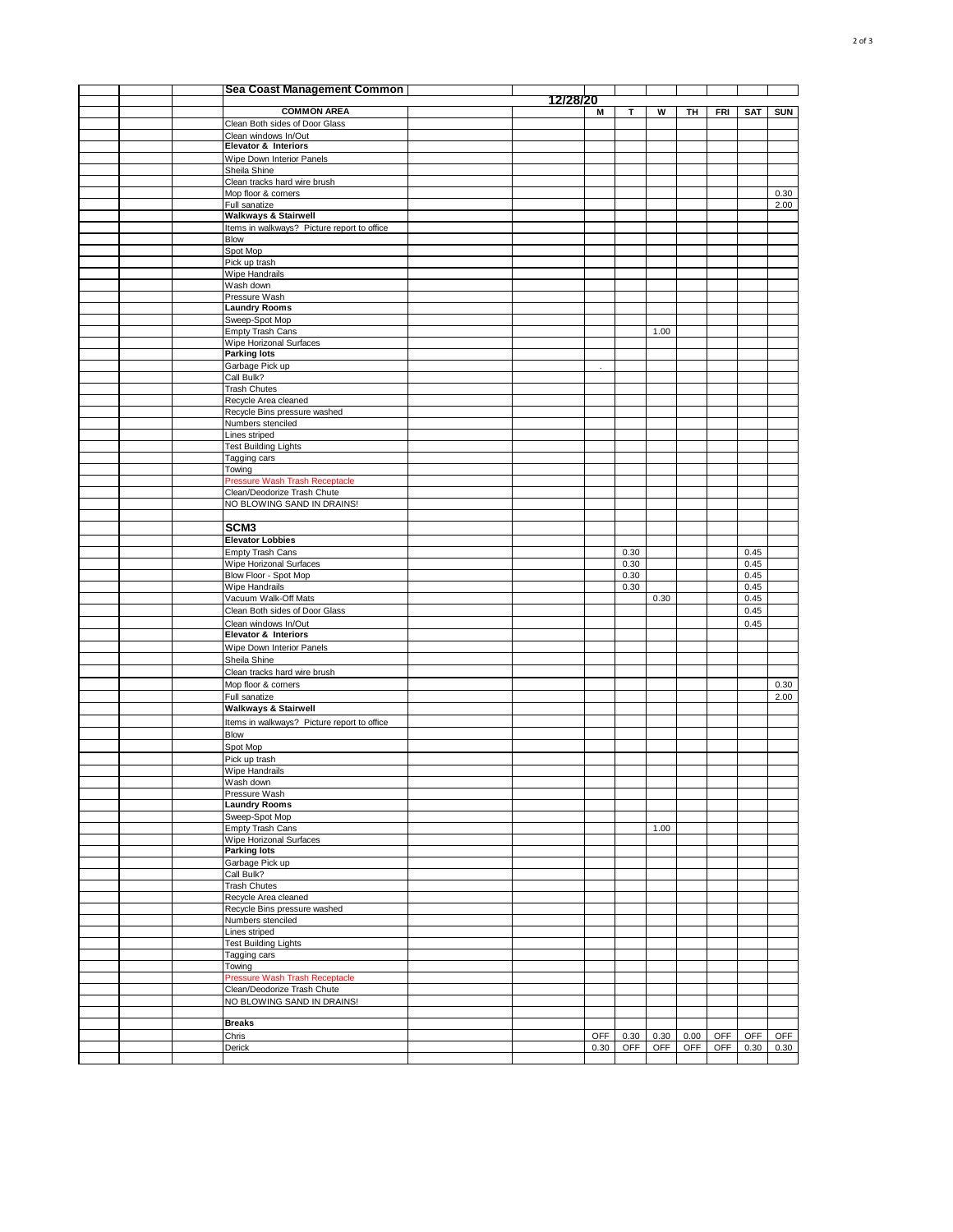| Sea Coast Management Common | 12/28/20 | | | | | | |
|---|---|---|---|---|---|---|---|
| **COMMON AREA** | M | T | W | TH | FRI | SAT | SUN |
| Clean Both sides of Door Glass | | | | | | | |
| Clean windows In/Out | | | | | | | |
| **Elevator & Interiors** | | | | | | | |
| Wipe Down Interior Panels | | | | | | | |
| Sheila Shine | | | | | | | |
| Clean tracks hard wire brush | | | | | | | |
| Mop floor & corners | | | | | | | 0.30 |
| Full sanatize | | | | | | | 2.00 |
| **Walkways & Stairwell** | | | | | | | |
| Items in walkways? Picture report to office | | | | | | | |
| Blow | | | | | | | |
| Spot Mop | | | | | | | |
| Pick up trash | | | | | | | |
| Wipe Handrails | | | | | | | |
| Wash down | | | | | | | |
| Pressure Wash | | | | | | | |
| **Laundry Rooms** | | | | | | | |
| Sweep-Spot Mop | | | | | | | |
| Empty Trash Cans | | | 1.00 | | | | |
| Wipe Horizonal Surfaces | | | | | | | |
| **Parking lots** | | | | | | | |
| Garbage Pick up | . | | | | | | |
| Call Bulk? | | | | | | | |
| Trash Chutes | | | | | | | |
| Recycle Area cleaned | | | | | | | |
| Recycle Bins pressure washed | | | | | | | |
| Numbers stenciled | | | | | | | |
| Lines striped | | | | | | | |
| Test Building Lights | | | | | | | |
| Tagging cars | | | | | | | |
| Towing | | | | | | | |
| Pressure Wash Trash Receptacle | | | | | | | |
| Clean/Deodorize Trash Chute | | | | | | | |
| NO BLOWING SAND IN DRAINS! | | | | | | | |
| | | | | | | | |
| **SCM3** | | | | | | | |
| **Elevator Lobbies** | | | | | | | |
| Empty Trash Cans | | 0.30 | | | | 0.45 | |
| Wipe Horizonal Surfaces | | 0.30 | | | | 0.45 | |
| Blow Floor - Spot Mop | | 0.30 | | | | 0.45 | |
| Wipe Handrails | | 0.30 | | | | 0.45 | |
| Vacuum Walk-Off Mats | | | 0.30 | | | 0.45 | |
| Clean Both sides of Door Glass | | | | | | 0.45 | |
| Clean windows In/Out | | | | | | 0.45 | |
| **Elevator & Interiors** | | | | | | | |
| Wipe Down Interior Panels | | | | | | | |
| Sheila Shine | | | | | | | |
| Clean tracks hard wire brush | | | | | | | |
| Mop floor & corners | | | | | | | 0.30 |
| Full sanatize | | | | | | | 2.00 |
| **Walkways & Stairwell** | | | | | | | |
| Items in walkways? Picture report to office | | | | | | | |
| Blow | | | | | | | |
| Spot Mop | | | | | | | |
| Pick up trash | | | | | | | |
| Wipe Handrails | | | | | | | |
| Wash down | | | | | | | |
| Pressure Wash | | | | | | | |
| **Laundry Rooms** | | | | | | | |
| Sweep-Spot Mop | | | | | | | |
| Empty Trash Cans | | | 1.00 | | | | |
| Wipe Horizonal Surfaces | | | | | | | |
| **Parking lots** | | | | | | | |
| Garbage Pick up | | | | | | | |
| Call Bulk? | | | | | | | |
| Trash Chutes | | | | | | | |
| Recycle Area cleaned | | | | | | | |
| Recycle Bins pressure washed | | | | | | | |
| Numbers stenciled | | | | | | | |
| Lines striped | | | | | | | |
| Test Building Lights | | | | | | | |
| Tagging cars | | | | | | | |
| Towing | | | | | | | |
| Pressure Wash Trash Receptacle | | | | | | | |
| Clean/Deodorize Trash Chute | | | | | | | |
| NO BLOWING SAND IN DRAINS! | | | | | | | |
| | | | | | | | |
| **Breaks** | | | | | | | |
| Chris | OFF | 0.30 | 0.30 | 0.00 | OFF | OFF | OFF |
| Derick | 0.30 | OFF | OFF | OFF | OFF | 0.30 | 0.30 |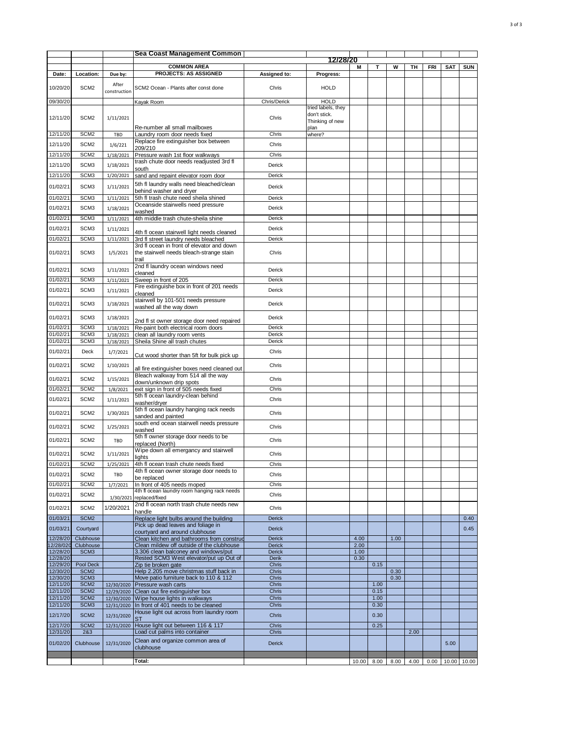| | | | Sea Coast Management Common | | 12/28/20 | | | | | | | |
|---|---|---|---|---|---|---|---|---|---|---|---|---|
| | | | COMMON AREA | | | M | T | W | TH | FRI | SAT | SUN |
| Date: | Location: | Due by: | PROJECTS: AS ASSIGNED | Assigned to: | Progress: | | | | | | | |
| 10/20/20 | SCM2 | After construction | SCM2 Ocean - Plants after const done | Chris | HOLD | | | | | | | |
| 09/30/20 | | | Kayak Room | Chris/Derick | HOLD | | | | | | | |
| 12/11/20 | SCM2 | 1/11/2021 | Re-number all small mailboxes | Chris | tried labels, they don't stick. Thinking of new plan | | | | | | | |
| 12/11/20 | SCM2 | TBD | Laundry room door needs fixed | Chris | where? | | | | | | | |
| 12/11/20 | SCM2 | 1/6/221 | Replace fire extinguisher box between 209/210 | Chris | | | | | | | | |
| 12/11/20 | SCM2 | 1/18/2021 | Pressure wash 1st floor walkways | Chris | | | | | | | | |
| 12/11/20 | SCM3 | 1/18/2021 | trash chute door needs readjusted 3rd fl south | Derick | | | | | | | | |
| 12/11/20 | SCM3 | 1/20/2021 | sand and repaint elevator room door | Derick | | | | | | | | |
| 01/02/21 | SCM3 | 1/11/2021 | 5th fl laundry walls need bleached/clean behind washer and dryer | Derick | | | | | | | | |
| 01/02/21 | SCM3 | 1/11/2021 | 5th fl trash chute need sheila shined | Derick | | | | | | | | |
| 01/02/21 | SCM3 | 1/18/2021 | Oceanside stairwells need pressure washed | Derick | | | | | | | | |
| 01/02/21 | SCM3 | 1/11/2021 | 4th middle trash chute-sheila shine | Derick | | | | | | | | |
| 01/02/21 | SCM3 | 1/11/2021 | 4th fl ocean stairwell light needs cleaned | Derick | | | | | | | | |
| 01/02/21 | SCM3 | 1/11/2021 | 3rd fl street laundry needs bleached | Derick | | | | | | | | |
| 01/02/21 | SCM3 | 1/5/2021 | 3rd fl ocean in front of elevator and down the stairwell needs bleach-strange stain trail | Chris | | | | | | | | |
| 01/02/21 | SCM3 | 1/11/2021 | 2nd fl laundry ocean windows need cleaned | Derick | | | | | | | | |
| 01/02/21 | SCM3 | 1/11/2021 | Sweep in front of 205 | Derick | | | | | | | | |
| 01/02/21 | SCM3 | 1/11/2021 | Fire extinguishe box in front of 201 needs cleaned | Derick | | | | | | | | |
| 01/02/21 | SCM3 | 1/18/2021 | stairwell by 101-501 needs pressure washed all the way down | Derick | | | | | | | | |
| 01/02/21 | SCM3 | 1/18/2021 | 2nd fl st owner storage door need repaired | Derick | | | | | | | | |
| 01/02/21 | SCM3 | 1/18/2021 | Re-paint both electrical room doors | Derick | | | | | | | | |
| 01/02/21 | SCM3 | 1/18/2021 | clean all laundry room vents | Derick | | | | | | | | |
| 01/02/21 | SCM3 | 1/18/2021 | Sheila Shine all trash chutes | Derick | | | | | | | | |
| 01/02/21 | Deck | 1/7/2021 | Cut wood shorter than 5ft for bulk pick up | Chris | | | | | | | | |
| 01/02/21 | SCM2 | 1/10/2021 | all fire extinguisher boxes need cleaned out | Chris | | | | | | | | |
| 01/02/21 | SCM2 | 1/15/2021 | Bleach walkway from 514 all the way down/unknown drip spots | Chris | | | | | | | | |
| 01/02/21 | SCM2 | 1/8/2021 | exit sign in front of 505 needs fixed | Chris | | | | | | | | |
| 01/02/21 | SCM2 | 1/11/2021 | 5th fl ocean laundry-clean behind washer/dryer | Chris | | | | | | | | |
| 01/02/21 | SCM2 | 1/30/2021 | 5th fl ocean laundry hanging rack needs sanded and painted | Chris | | | | | | | | |
| 01/02/21 | SCM2 | 1/25/2021 | south end ocean stairwell needs pressure washed | Chris | | | | | | | | |
| 01/02/21 | SCM2 | TBD | 5th fl owner storage door needs to be replaced (North) | Chris | | | | | | | | |
| 01/02/21 | SCM2 | 1/11/2021 | Wipe down all emergancy and stairwell lights | Chris | | | | | | | | |
| 01/02/21 | SCM2 | 1/25/2021 | 4th fl ocean trash chute needs fixed | Chris | | | | | | | | |
| 01/02/21 | SCM2 | TBD | 4th fl ocean owner storage door needs to be replaced | Chris | | | | | | | | |
| 01/02/21 | SCM2 | 1/7/2021 | In front of 405 needs moped | Chris | | | | | | | | |
| 01/02/21 | SCM2 | 1/30/2021 | 4th fl ocean laundry room hanging rack needs replaced/fixed | Chris | | | | | | | | |
| 01/02/21 | SCM2 | 1/20/2021 | 2nd fl ocean north trash chute needs new handle | Chris | | | | | | | | |
| 01/03/21 | SCM2 | | Replace light bulbs around the building | Derick | | | | | | | | 0.40 |
| 01/03/21 | Courtyard | | Pick up dead leaves and foliage in courtyard and around clubhouse | Derick | | | | | | | | 0.45 |
| 12/28/20 | Clubhouse | | Clean kitchen and bathrooms from construc | Derick | | 4.00 | | 1.00 | | | | |
| 12/28/020 | Clubhouse | | Clean mildew off outside of the clubhouse | Derick | | 2.00 | | | | | | |
| 12/28/20 | SCM3 | | 3.306 clean balconey and windows/put | Derick | | 1.00 | | | | | | |
| 12/28/20 | | | Rested SCM3 West elevator/put up Out of | Derik | | 0.30 | | | | | | |
| 12/29/20 | Pool Deck | | Zip tie broken gate | Chris | | | 0.15 | | | | | |
| 12/30/20 | SCM2 | | Help 2.205 move christmas stuff back in | Chris | | | | 0.30 | | | | |
| 12/30/20 | SCM3 | | Move patio furniture back to 110 & 112 | Chris | | | | 0.30 | | | | |
| 12/11/20 | SCM2 | 12/30/2020 | Pressure wash carts | Chris | | | 1.00 | | | | | |
| 12/11/20 | SCM2 | 12/29/2020 | Clean out fire extinguisher box | Chris | | | 0.15 | | | | | |
| 12/11/20 | SCM2 | 12/30/2020 | Wipe house lights in walkways | Chris | | | 1.00 | | | | | |
| 12/11/20 | SCM3 | 12/31/2020 | In front of 401 needs to be cleaned | Chris | | | 0.30 | | | | | |
| 12/17/20 | SCM2 | 12/31/2020 | House light out across from laundry room ST | Chris | | | 0.30 | | | | | |
| 12/17/20 | SCM2 | 12/31/2020 | House light out between 116 & 117 | Chris | | | 0.25 | | | | | |
| 12/31/20 | 2&3 | | Load cut palms into container | Chris | | | | | 2.00 | | | |
| 01/02/20 | Clubhouse | 12/31/2020 | Clean and organize common area of clubhouse | Derick | | | | | | | 5.00 | |
| | | | Total: | | | 10.00 | 8.00 | 8.00 | 4.00 | 0.00 | 10.00 | 10.00 |